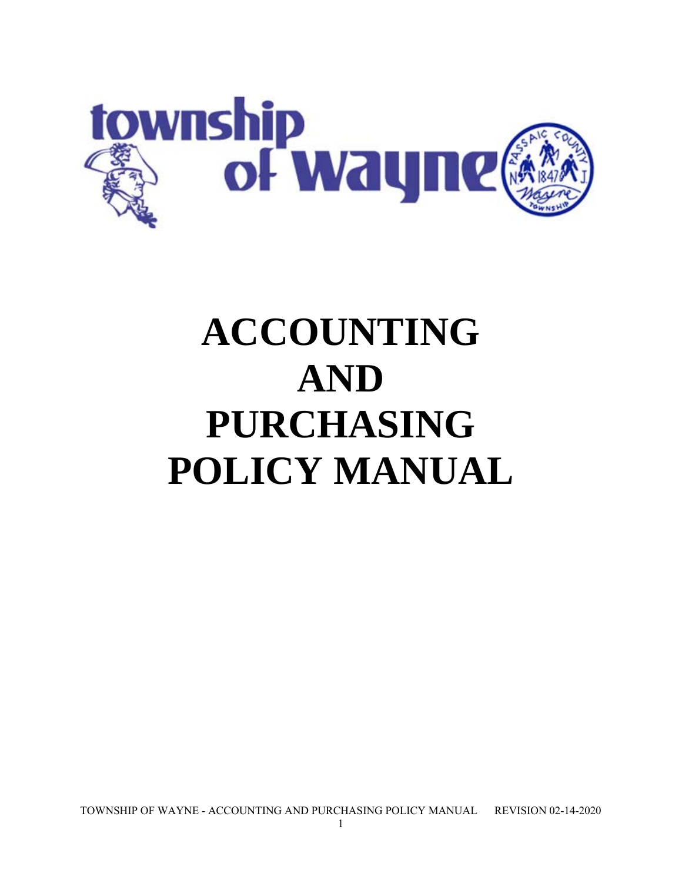township of wayne

# ACCOUNTING AND PURCHASING POLICY MANUAL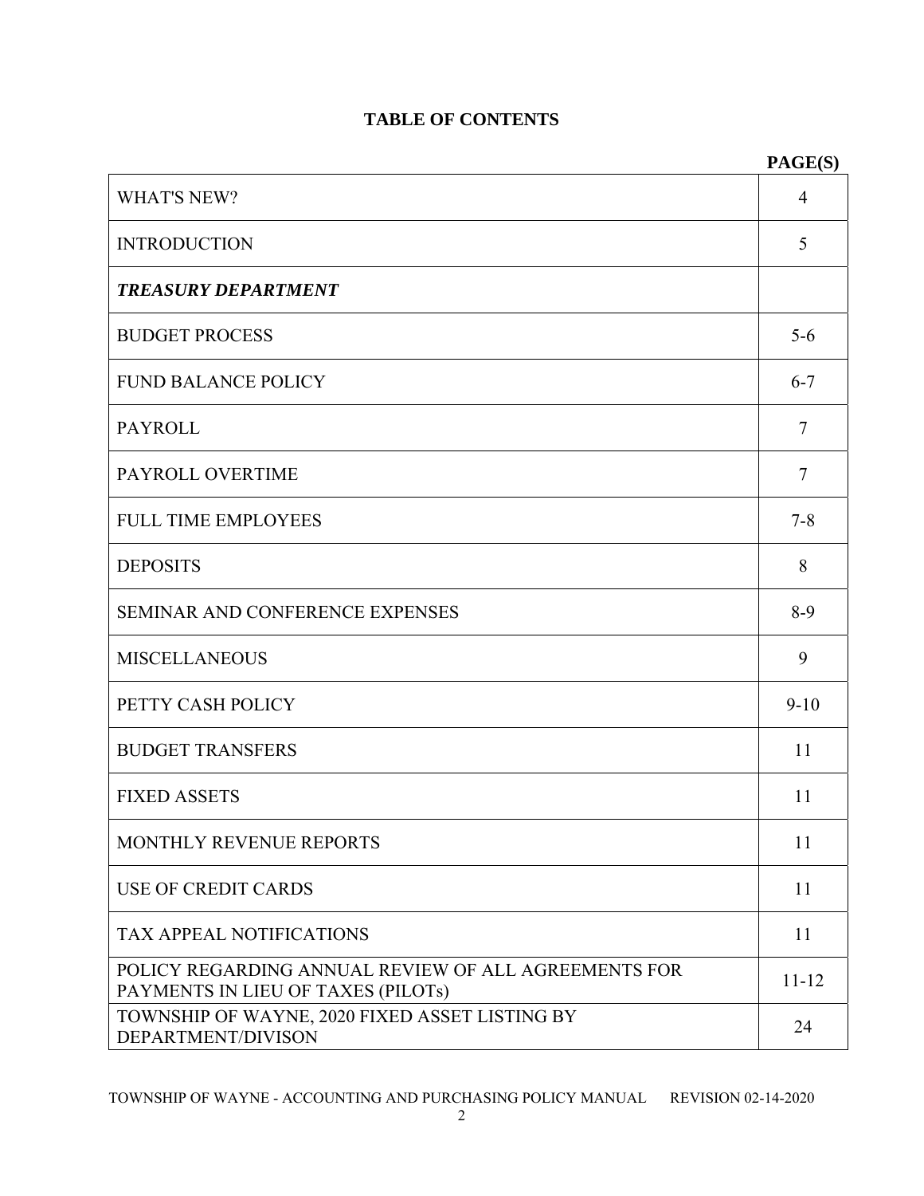# TABLE OF CONTENTS

| | PAGE(S) |
|---|---|
| WHAT'S NEW? | 4 |
| INTRODUCTION | 5 |
| ***TREASURY DEPARTMENT*** | |
| BUDGET PROCESS | 5-6 |
| FUND BALANCE POLICY | 6-7 |
| PAYROLL | 7 |
| PAYROLL OVERTIME | 7 |
| FULL TIME EMPLOYEES | 7-8 |
| DEPOSITS | 8 |
| SEMINAR AND CONFERENCE EXPENSES | 8-9 |
| MISCELLANEOUS | 9 |
| PETTY CASH POLICY | 9-10 |
| BUDGET TRANSFERS | 11 |
| FIXED ASSETS | 11 |
| MONTHLY REVENUE REPORTS | 11 |
| USE OF CREDIT CARDS | 11 |
| TAX APPEAL NOTIFICATIONS | 11 |
| POLICY REGARDING ANNUAL REVIEW OF ALL AGREEMENTS FOR PAYMENTS IN LIEU OF TAXES (PILOTs) | 11-12 |
| TOWNSHIP OF WAYNE, 2020 FIXED ASSET LISTING BY DEPARTMENT/DIVISON | 24 |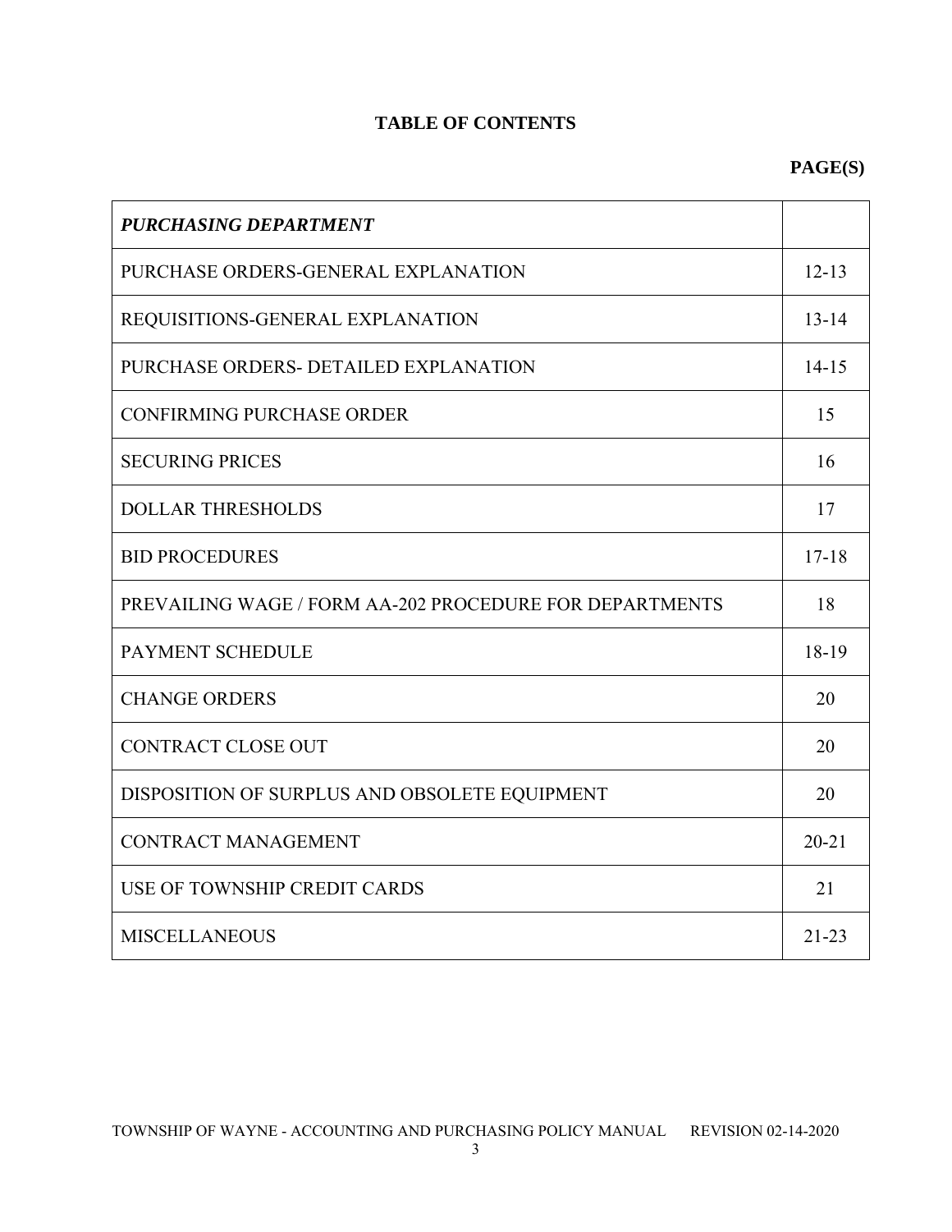**TABLE OF CONTENTS**

| | **PAGE(S)** |
|---|---|
| ***PURCHASING DEPARTMENT*** | |
| PURCHASE ORDERS-GENERAL EXPLANATION | 12-13 |
| REQUISITIONS-GENERAL EXPLANATION | 13-14 |
| PURCHASE ORDERS- DETAILED EXPLANATION | 14-15 |
| CONFIRMING PURCHASE ORDER | 15 |
| SECURING PRICES | 16 |
| DOLLAR THRESHOLDS | 17 |
| BID PROCEDURES | 17-18 |
| PREVAILING WAGE / FORM AA-202 PROCEDURE FOR DEPARTMENTS | 18 |
| PAYMENT SCHEDULE | 18-19 |
| CHANGE ORDERS | 20 |
| CONTRACT CLOSE OUT | 20 |
| DISPOSITION OF SURPLUS AND OBSOLETE EQUIPMENT | 20 |
| CONTRACT MANAGEMENT | 20-21 |
| USE OF TOWNSHIP CREDIT CARDS | 21 |
| MISCELLANEOUS | 21-23 |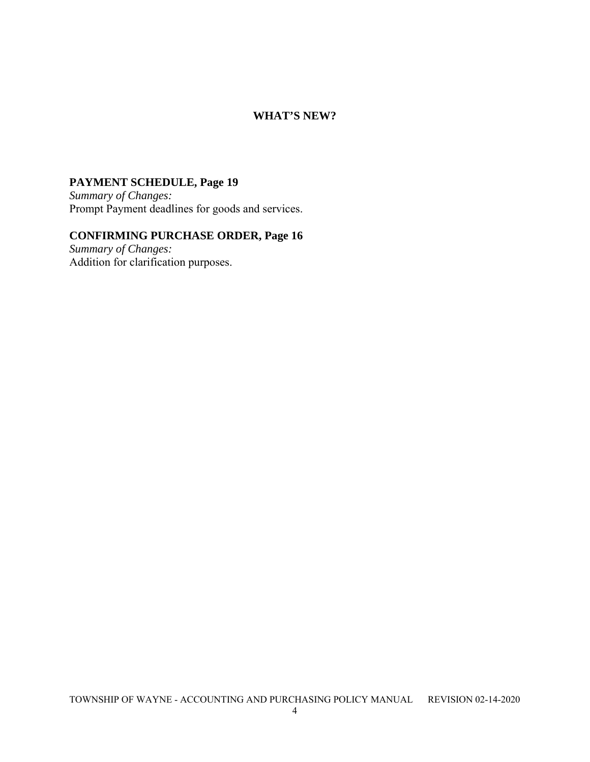# WHAT'S NEW?

## PAYMENT SCHEDULE, Page 19

*Summary of Changes:*
Prompt Payment deadlines for goods and services.

## CONFIRMING PURCHASE ORDER, Page 16

*Summary of Changes:*
Addition for clarification purposes.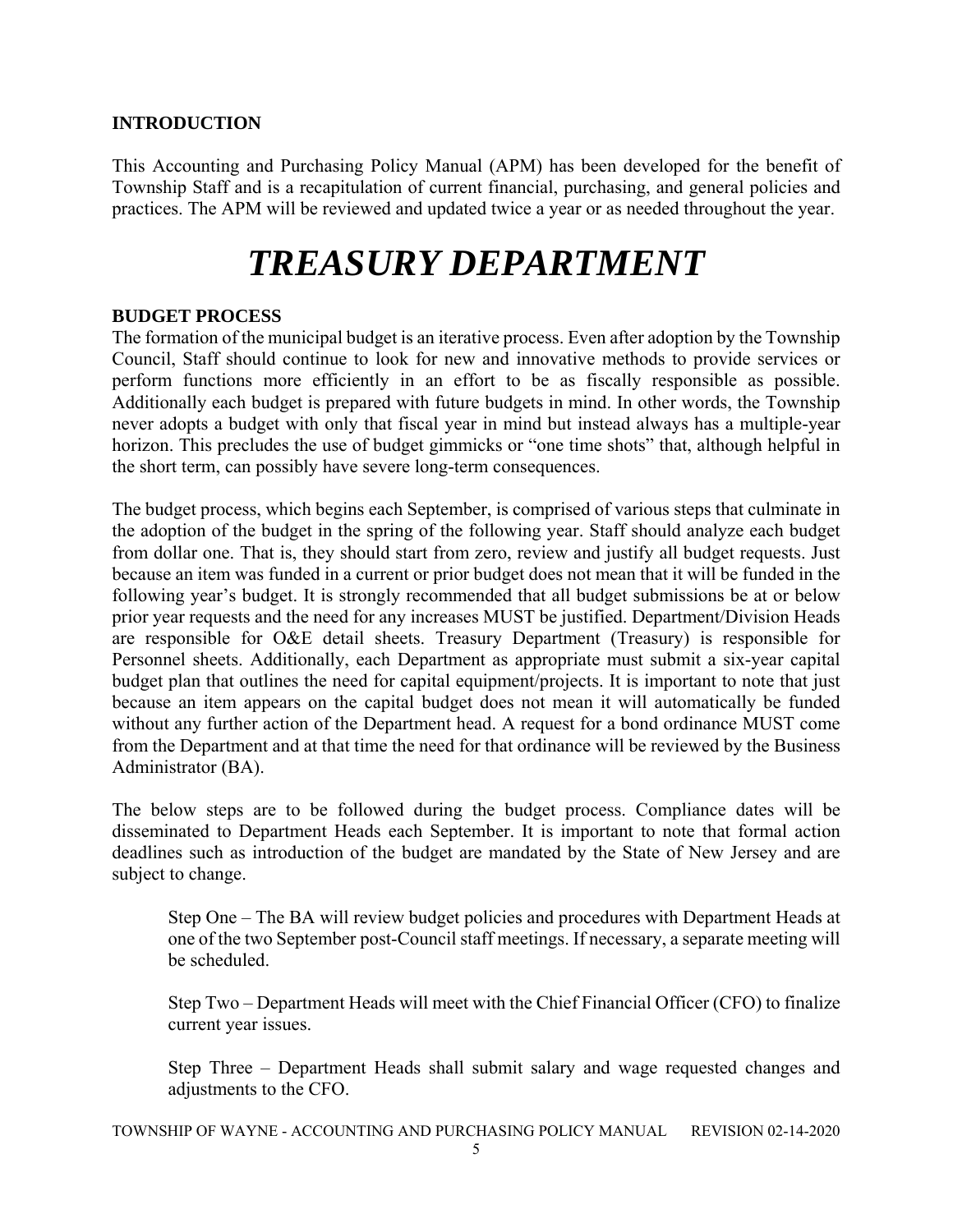## INTRODUCTION

This Accounting and Purchasing Policy Manual (APM) has been developed for the benefit of Township Staff and is a recapitulation of current financial, purchasing, and general policies and practices. The APM will be reviewed and updated twice a year or as needed throughout the year.

# *TREASURY DEPARTMENT*

### BUDGET PROCESS

The formation of the municipal budget is an iterative process. Even after adoption by the Township Council, Staff should continue to look for new and innovative methods to provide services or perform functions more efficiently in an effort to be as fiscally responsible as possible. Additionally each budget is prepared with future budgets in mind. In other words, the Township never adopts a budget with only that fiscal year in mind but instead always has a multiple-year horizon. This precludes the use of budget gimmicks or "one time shots" that, although helpful in the short term, can possibly have severe long-term consequences.

The budget process, which begins each September, is comprised of various steps that culminate in the adoption of the budget in the spring of the following year. Staff should analyze each budget from dollar one. That is, they should start from zero, review and justify all budget requests. Just because an item was funded in a current or prior budget does not mean that it will be funded in the following year's budget. It is strongly recommended that all budget submissions be at or below prior year requests and the need for any increases MUST be justified. Department/Division Heads are responsible for O&E detail sheets. Treasury Department (Treasury) is responsible for Personnel sheets. Additionally, each Department as appropriate must submit a six-year capital budget plan that outlines the need for capital equipment/projects. It is important to note that just because an item appears on the capital budget does not mean it will automatically be funded without any further action of the Department head. A request for a bond ordinance MUST come from the Department and at that time the need for that ordinance will be reviewed by the Business Administrator (BA).

The below steps are to be followed during the budget process. Compliance dates will be disseminated to Department Heads each September. It is important to note that formal action deadlines such as introduction of the budget are mandated by the State of New Jersey and are subject to change.

Step One – The BA will review budget policies and procedures with Department Heads at one of the two September post-Council staff meetings. If necessary, a separate meeting will be scheduled.

Step Two – Department Heads will meet with the Chief Financial Officer (CFO) to finalize current year issues.

Step Three – Department Heads shall submit salary and wage requested changes and adjustments to the CFO.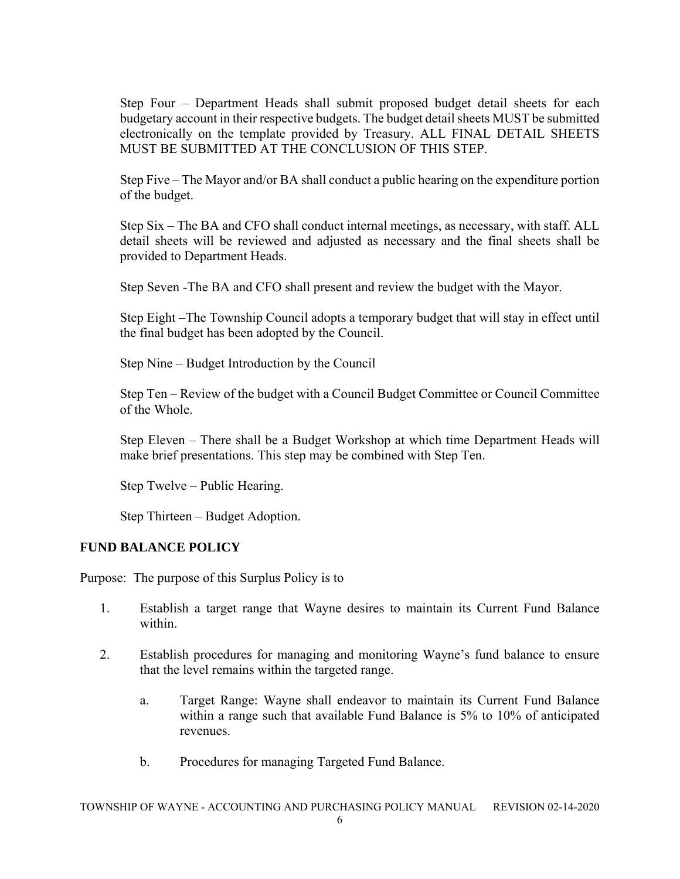Step Four – Department Heads shall submit proposed budget detail sheets for each budgetary account in their respective budgets. The budget detail sheets MUST be submitted electronically on the template provided by Treasury. ALL FINAL DETAIL SHEETS MUST BE SUBMITTED AT THE CONCLUSION OF THIS STEP.

Step Five – The Mayor and/or BA shall conduct a public hearing on the expenditure portion of the budget.

Step Six – The BA and CFO shall conduct internal meetings, as necessary, with staff. ALL detail sheets will be reviewed and adjusted as necessary and the final sheets shall be provided to Department Heads.

Step Seven -The BA and CFO shall present and review the budget with the Mayor.

Step Eight –The Township Council adopts a temporary budget that will stay in effect until the final budget has been adopted by the Council.

Step Nine – Budget Introduction by the Council

Step Ten – Review of the budget with a Council Budget Committee or Council Committee of the Whole.

Step Eleven – There shall be a Budget Workshop at which time Department Heads will make brief presentations. This step may be combined with Step Ten.

Step Twelve – Public Hearing.

Step Thirteen – Budget Adoption.

## FUND BALANCE POLICY

Purpose: The purpose of this Surplus Policy is to

1. Establish a target range that Wayne desires to maintain its Current Fund Balance within.
2. Establish procedures for managing and monitoring Wayne's fund balance to ensure that the level remains within the targeted range.
   a. Target Range: Wayne shall endeavor to maintain its Current Fund Balance within a range such that available Fund Balance is 5% to 10% of anticipated revenues.
   b. Procedures for managing Targeted Fund Balance.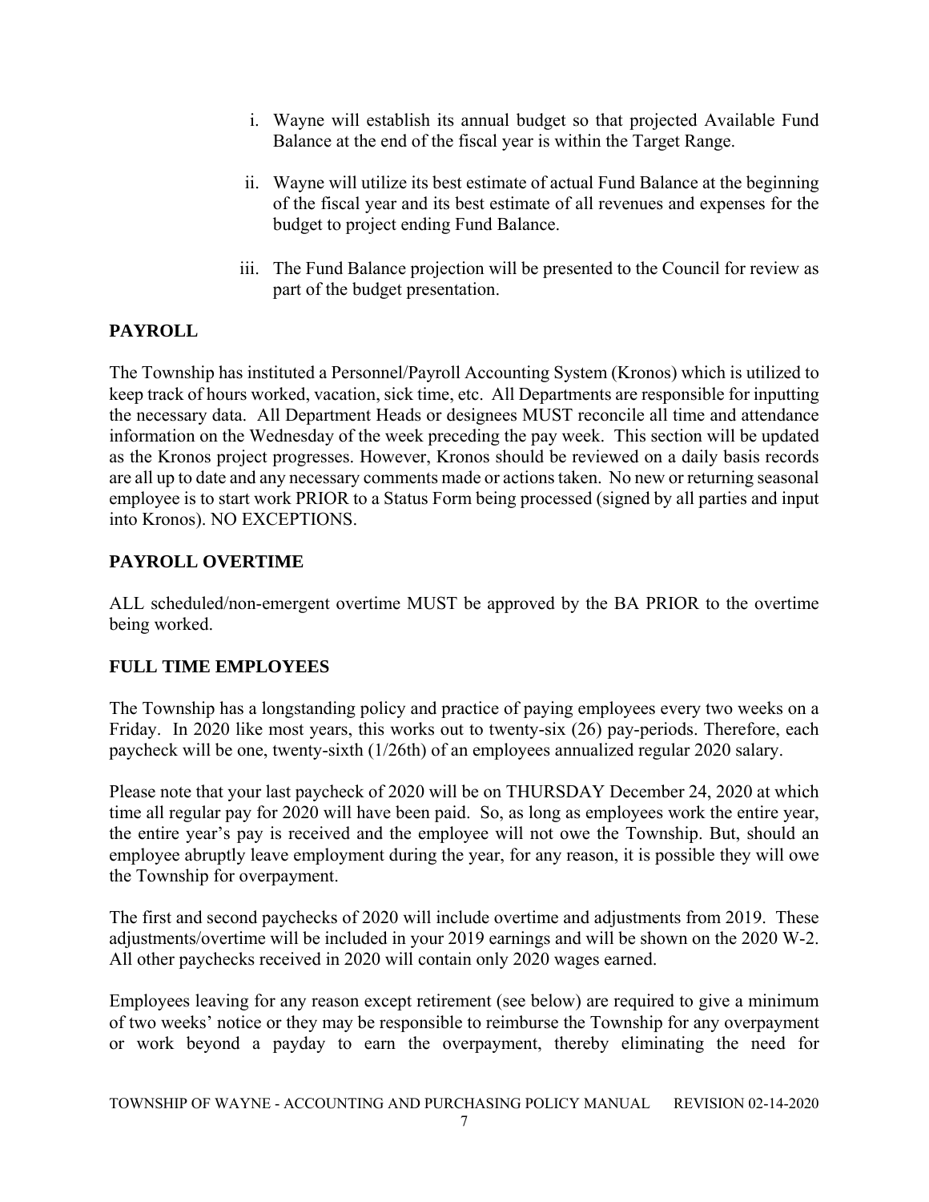i. Wayne will establish its annual budget so that projected Available Fund Balance at the end of the fiscal year is within the Target Range.

ii. Wayne will utilize its best estimate of actual Fund Balance at the beginning of the fiscal year and its best estimate of all revenues and expenses for the budget to project ending Fund Balance.

iii. The Fund Balance projection will be presented to the Council for review as part of the budget presentation.

## PAYROLL

The Township has instituted a Personnel/Payroll Accounting System (Kronos) which is utilized to keep track of hours worked, vacation, sick time, etc. All Departments are responsible for inputting the necessary data. All Department Heads or designees MUST reconcile all time and attendance information on the Wednesday of the week preceding the pay week. This section will be updated as the Kronos project progresses. However, Kronos should be reviewed on a daily basis records are all up to date and any necessary comments made or actions taken. No new or returning seasonal employee is to start work PRIOR to a Status Form being processed (signed by all parties and input into Kronos). NO EXCEPTIONS.

## PAYROLL OVERTIME

ALL scheduled/non-emergent overtime MUST be approved by the BA PRIOR to the overtime being worked.

## FULL TIME EMPLOYEES

The Township has a longstanding policy and practice of paying employees every two weeks on a Friday. In 2020 like most years, this works out to twenty-six (26) pay-periods. Therefore, each paycheck will be one, twenty-sixth (1/26th) of an employees annualized regular 2020 salary.

Please note that your last paycheck of 2020 will be on THURSDAY December 24, 2020 at which time all regular pay for 2020 will have been paid. So, as long as employees work the entire year, the entire year's pay is received and the employee will not owe the Township. But, should an employee abruptly leave employment during the year, for any reason, it is possible they will owe the Township for overpayment.

The first and second paychecks of 2020 will include overtime and adjustments from 2019. These adjustments/overtime will be included in your 2019 earnings and will be shown on the 2020 W-2. All other paychecks received in 2020 will contain only 2020 wages earned.

Employees leaving for any reason except retirement (see below) are required to give a minimum of two weeks' notice or they may be responsible to reimburse the Township for any overpayment or work beyond a payday to earn the overpayment, thereby eliminating the need for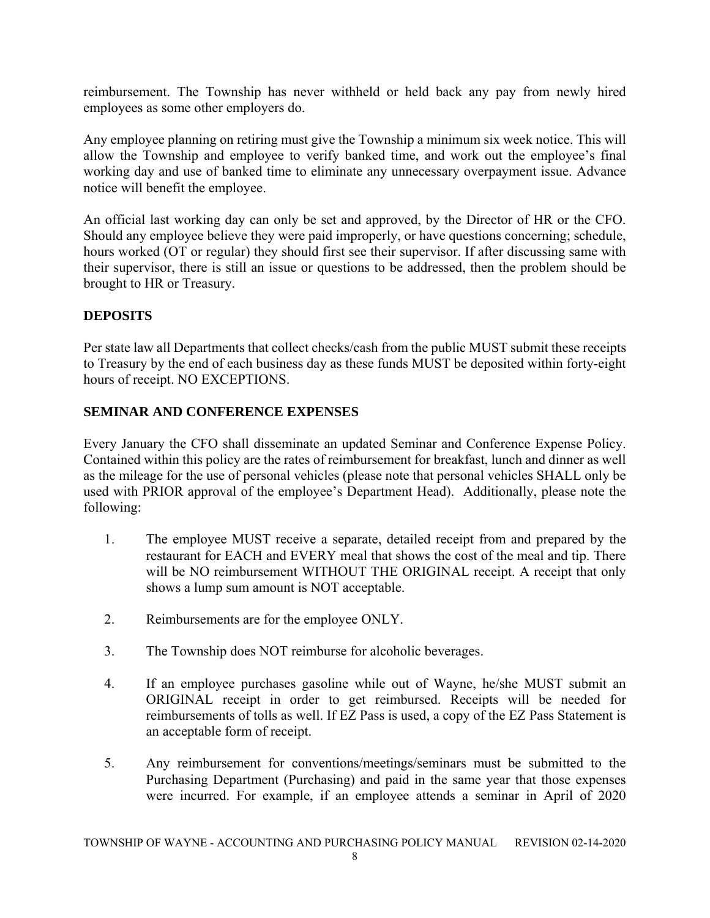reimbursement. The Township has never withheld or held back any pay from newly hired employees as some other employers do.

Any employee planning on retiring must give the Township a minimum six week notice. This will allow the Township and employee to verify banked time, and work out the employee's final working day and use of banked time to eliminate any unnecessary overpayment issue. Advance notice will benefit the employee.

An official last working day can only be set and approved, by the Director of HR or the CFO. Should any employee believe they were paid improperly, or have questions concerning; schedule, hours worked (OT or regular) they should first see their supervisor. If after discussing same with their supervisor, there is still an issue or questions to be addressed, then the problem should be brought to HR or Treasury.

## DEPOSITS

Per state law all Departments that collect checks/cash from the public MUST submit these receipts to Treasury by the end of each business day as these funds MUST be deposited within forty-eight hours of receipt. NO EXCEPTIONS.

## SEMINAR AND CONFERENCE EXPENSES

Every January the CFO shall disseminate an updated Seminar and Conference Expense Policy. Contained within this policy are the rates of reimbursement for breakfast, lunch and dinner as well as the mileage for the use of personal vehicles (please note that personal vehicles SHALL only be used with PRIOR approval of the employee's Department Head). Additionally, please note the following:

1. The employee MUST receive a separate, detailed receipt from and prepared by the restaurant for EACH and EVERY meal that shows the cost of the meal and tip. There will be NO reimbursement WITHOUT THE ORIGINAL receipt. A receipt that only shows a lump sum amount is NOT acceptable.

2. Reimbursements are for the employee ONLY.

3. The Township does NOT reimburse for alcoholic beverages.

4. If an employee purchases gasoline while out of Wayne, he/she MUST submit an ORIGINAL receipt in order to get reimbursed. Receipts will be needed for reimbursements of tolls as well. If EZ Pass is used, a copy of the EZ Pass Statement is an acceptable form of receipt.

5. Any reimbursement for conventions/meetings/seminars must be submitted to the Purchasing Department (Purchasing) and paid in the same year that those expenses were incurred. For example, if an employee attends a seminar in April of 2020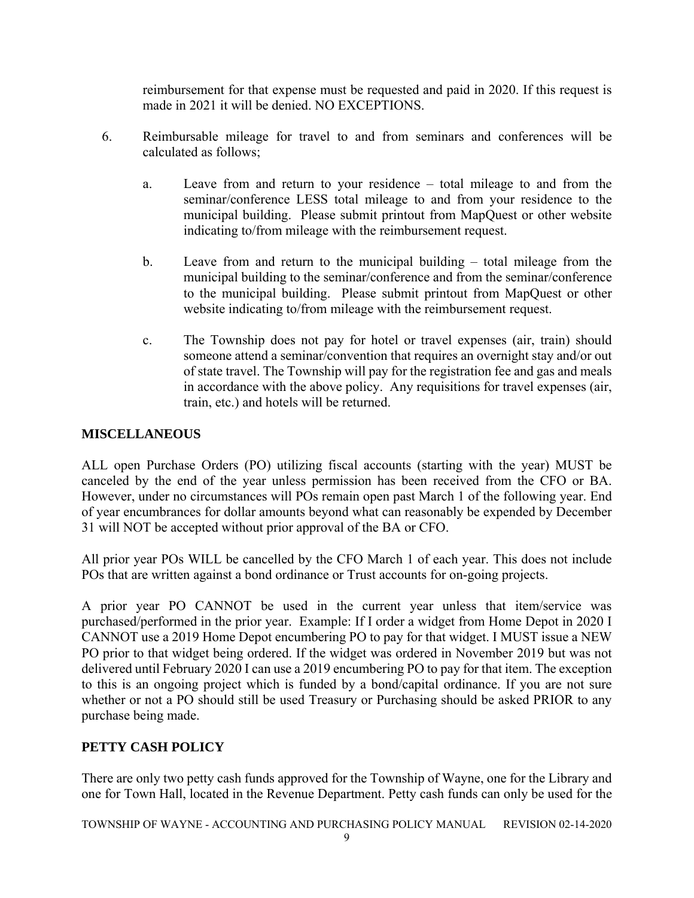reimbursement for that expense must be requested and paid in 2020. If this request is made in 2021 it will be denied. NO EXCEPTIONS.

6. Reimbursable mileage for travel to and from seminars and conferences will be calculated as follows;

   a. Leave from and return to your residence – total mileage to and from the seminar/conference LESS total mileage to and from your residence to the municipal building. Please submit printout from MapQuest or other website indicating to/from mileage with the reimbursement request.

   b. Leave from and return to the municipal building – total mileage from the municipal building to the seminar/conference and from the seminar/conference to the municipal building. Please submit printout from MapQuest or other website indicating to/from mileage with the reimbursement request.

   c. The Township does not pay for hotel or travel expenses (air, train) should someone attend a seminar/convention that requires an overnight stay and/or out of state travel. The Township will pay for the registration fee and gas and meals in accordance with the above policy. Any requisitions for travel expenses (air, train, etc.) and hotels will be returned.

## MISCELLANEOUS

ALL open Purchase Orders (PO) utilizing fiscal accounts (starting with the year) MUST be canceled by the end of the year unless permission has been received from the CFO or BA. However, under no circumstances will POs remain open past March 1 of the following year. End of year encumbrances for dollar amounts beyond what can reasonably be expended by December 31 will NOT be accepted without prior approval of the BA or CFO.

All prior year POs WILL be cancelled by the CFO March 1 of each year. This does not include POs that are written against a bond ordinance or Trust accounts for on-going projects.

A prior year PO CANNOT be used in the current year unless that item/service was purchased/performed in the prior year. Example: If I order a widget from Home Depot in 2020 I CANNOT use a 2019 Home Depot encumbering PO to pay for that widget. I MUST issue a NEW PO prior to that widget being ordered. If the widget was ordered in November 2019 but was not delivered until February 2020 I can use a 2019 encumbering PO to pay for that item. The exception to this is an ongoing project which is funded by a bond/capital ordinance. If you are not sure whether or not a PO should still be used Treasury or Purchasing should be asked PRIOR to any purchase being made.

## PETTY CASH POLICY

There are only two petty cash funds approved for the Township of Wayne, one for the Library and one for Town Hall, located in the Revenue Department. Petty cash funds can only be used for the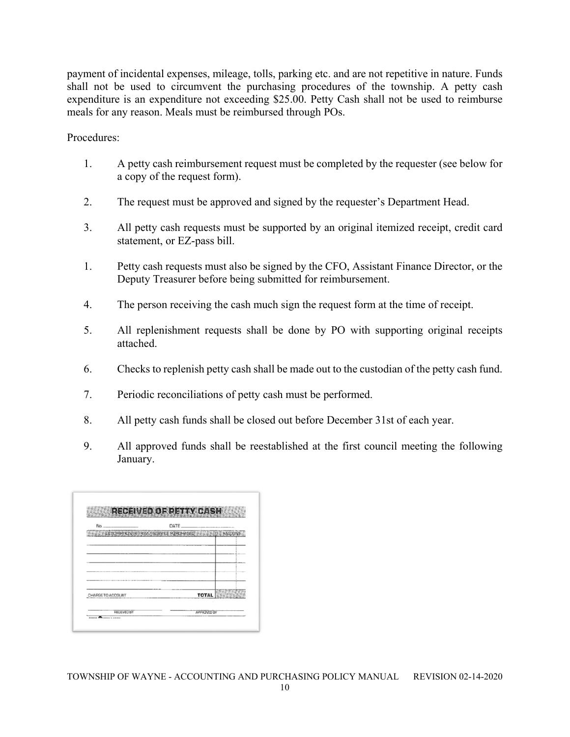payment of incidental expenses, mileage, tolls, parking etc. and are not repetitive in nature. Funds shall not be used to circumvent the purchasing procedures of the township. A petty cash expenditure is an expenditure not exceeding $25.00. Petty Cash shall not be used to reimburse meals for any reason. Meals must be reimbursed through POs.

Procedures:

1. A petty cash reimbursement request must be completed by the requester (see below for a copy of the request form).

2. The request must be approved and signed by the requester's Department Head.

3. All petty cash requests must be supported by an original itemized receipt, credit card statement, or EZ-pass bill.

1. Petty cash requests must also be signed by the CFO, Assistant Finance Director, or the Deputy Treasurer before being submitted for reimbursement.

4. The person receiving the cash much sign the request form at the time of receipt.

5. All replenishment requests shall be done by PO with supporting original receipts attached.

6. Checks to replenish petty cash shall be made out to the custodian of the petty cash fund.

7. Periodic reconciliations of petty cash must be performed.

8. All petty cash funds shall be closed out before December 31st of each year.

9. All approved funds shall be reestablished at the first council meeting the following January.

**RECEIVED OF PETTY CASH**

No. \_\_\_\_\_\_\_\_\_\_ DATE \_\_\_\_\_\_\_\_\_\_

| DESCRIPTION OF ITEM / SERVICE PURCHASED | AMOUNT |
|---|---|
| | |
| | |
| | |
| | |
| | |
| CHARGE TO ACCOUNT TOTAL | |

RECEIVED BY APPROVED BY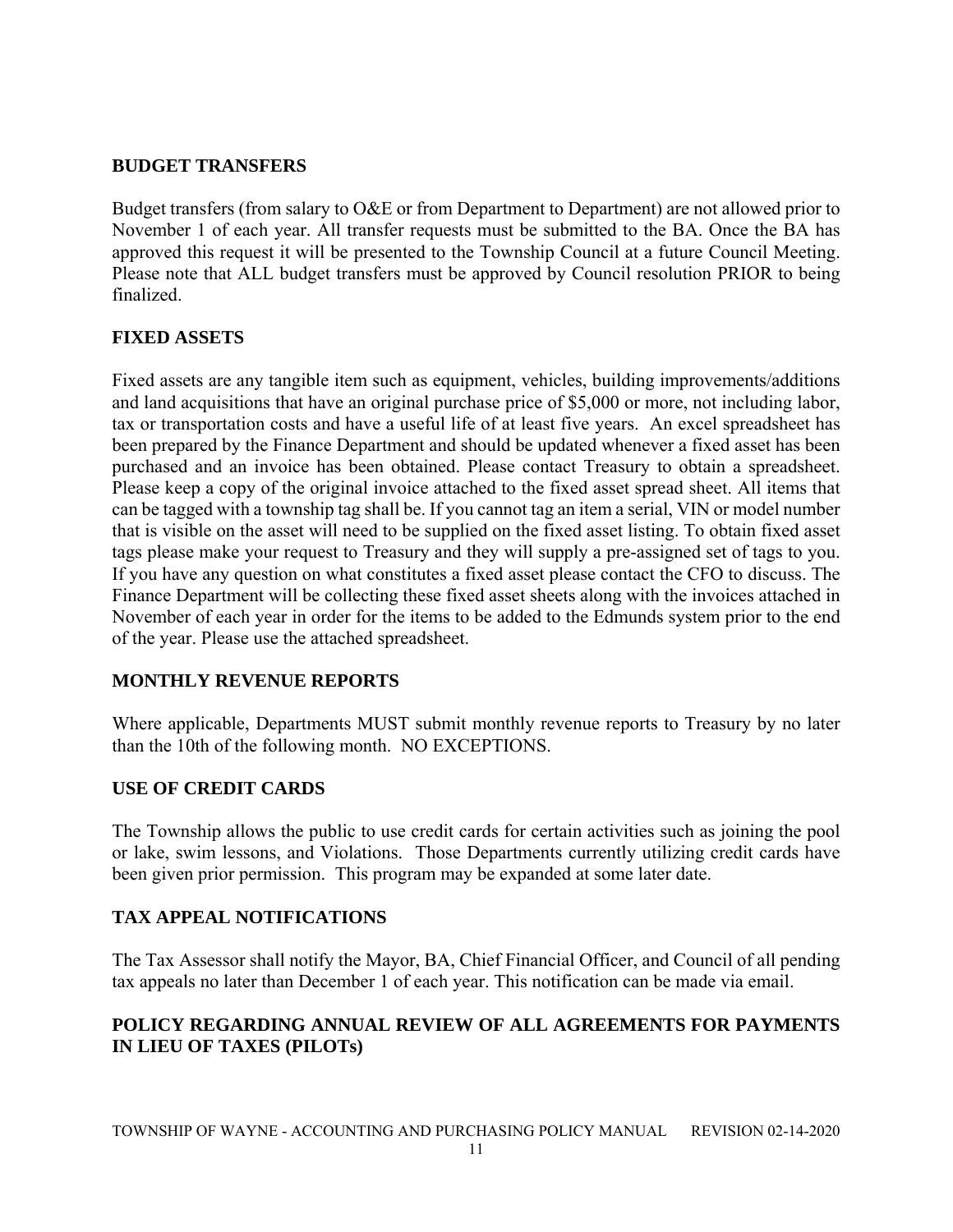## BUDGET TRANSFERS

Budget transfers (from salary to O&E or from Department to Department) are not allowed prior to November 1 of each year. All transfer requests must be submitted to the BA. Once the BA has approved this request it will be presented to the Township Council at a future Council Meeting. Please note that ALL budget transfers must be approved by Council resolution PRIOR to being finalized.

## FIXED ASSETS

Fixed assets are any tangible item such as equipment, vehicles, building improvements/additions and land acquisitions that have an original purchase price of $5,000 or more, not including labor, tax or transportation costs and have a useful life of at least five years. An excel spreadsheet has been prepared by the Finance Department and should be updated whenever a fixed asset has been purchased and an invoice has been obtained. Please contact Treasury to obtain a spreadsheet. Please keep a copy of the original invoice attached to the fixed asset spread sheet. All items that can be tagged with a township tag shall be. If you cannot tag an item a serial, VIN or model number that is visible on the asset will need to be supplied on the fixed asset listing. To obtain fixed asset tags please make your request to Treasury and they will supply a pre-assigned set of tags to you. If you have any question on what constitutes a fixed asset please contact the CFO to discuss. The Finance Department will be collecting these fixed asset sheets along with the invoices attached in November of each year in order for the items to be added to the Edmunds system prior to the end of the year. Please use the attached spreadsheet.

## MONTHLY REVENUE REPORTS

Where applicable, Departments MUST submit monthly revenue reports to Treasury by no later than the 10th of the following month. NO EXCEPTIONS.

## USE OF CREDIT CARDS

The Township allows the public to use credit cards for certain activities such as joining the pool or lake, swim lessons, and Violations. Those Departments currently utilizing credit cards have been given prior permission. This program may be expanded at some later date.

## TAX APPEAL NOTIFICATIONS

The Tax Assessor shall notify the Mayor, BA, Chief Financial Officer, and Council of all pending tax appeals no later than December 1 of each year. This notification can be made via email.

## POLICY REGARDING ANNUAL REVIEW OF ALL AGREEMENTS FOR PAYMENTS IN LIEU OF TAXES (PILOTs)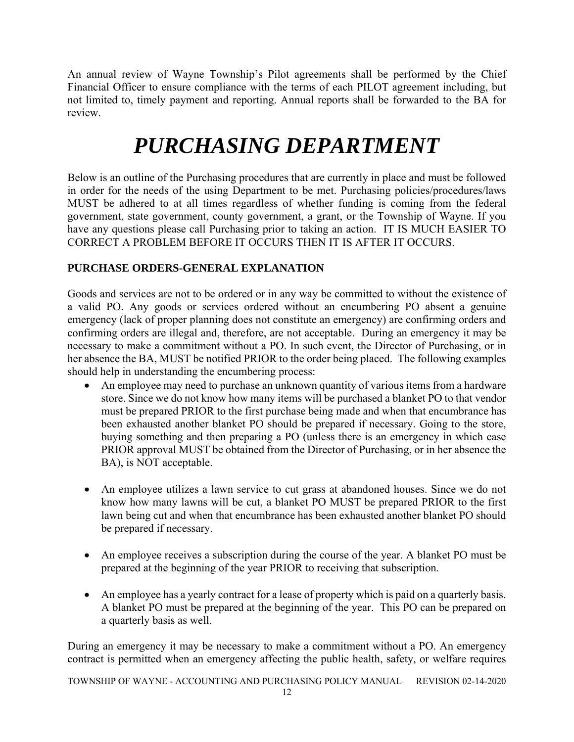An annual review of Wayne Township's Pilot agreements shall be performed by the Chief Financial Officer to ensure compliance with the terms of each PILOT agreement including, but not limited to, timely payment and reporting. Annual reports shall be forwarded to the BA for review.

# *PURCHASING DEPARTMENT*

Below is an outline of the Purchasing procedures that are currently in place and must be followed in order for the needs of the using Department to be met. Purchasing policies/procedures/laws MUST be adhered to at all times regardless of whether funding is coming from the federal government, state government, county government, a grant, or the Township of Wayne. If you have any questions please call Purchasing prior to taking an action. IT IS MUCH EASIER TO CORRECT A PROBLEM BEFORE IT OCCURS THEN IT IS AFTER IT OCCURS.

## PURCHASE ORDERS-GENERAL EXPLANATION

Goods and services are not to be ordered or in any way be committed to without the existence of a valid PO. Any goods or services ordered without an encumbering PO absent a genuine emergency (lack of proper planning does not constitute an emergency) are confirming orders and confirming orders are illegal and, therefore, are not acceptable. During an emergency it may be necessary to make a commitment without a PO. In such event, the Director of Purchasing, or in her absence the BA, MUST be notified PRIOR to the order being placed. The following examples should help in understanding the encumbering process:

- An employee may need to purchase an unknown quantity of various items from a hardware store. Since we do not know how many items will be purchased a blanket PO to that vendor must be prepared PRIOR to the first purchase being made and when that encumbrance has been exhausted another blanket PO should be prepared if necessary. Going to the store, buying something and then preparing a PO (unless there is an emergency in which case PRIOR approval MUST be obtained from the Director of Purchasing, or in her absence the BA), is NOT acceptable.

- An employee utilizes a lawn service to cut grass at abandoned houses. Since we do not know how many lawns will be cut, a blanket PO MUST be prepared PRIOR to the first lawn being cut and when that encumbrance has been exhausted another blanket PO should be prepared if necessary.

- An employee receives a subscription during the course of the year. A blanket PO must be prepared at the beginning of the year PRIOR to receiving that subscription.

- An employee has a yearly contract for a lease of property which is paid on a quarterly basis. A blanket PO must be prepared at the beginning of the year. This PO can be prepared on a quarterly basis as well.

During an emergency it may be necessary to make a commitment without a PO. An emergency contract is permitted when an emergency affecting the public health, safety, or welfare requires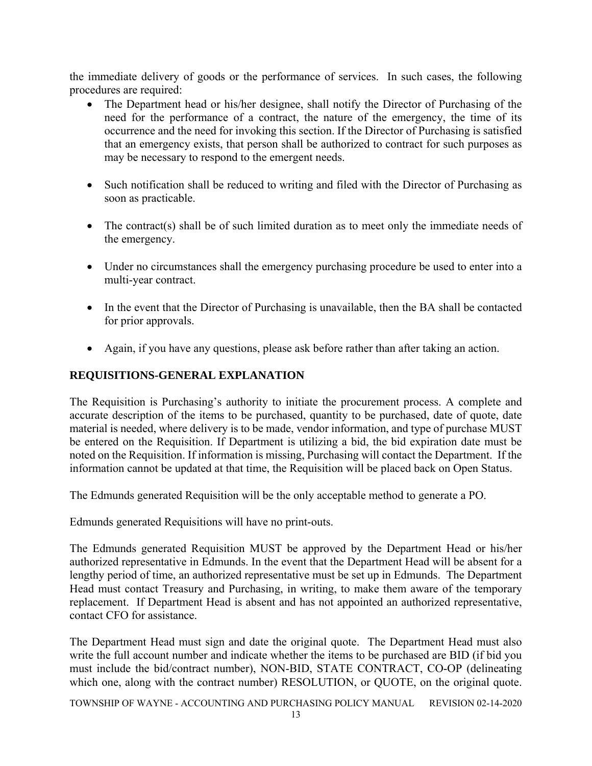the immediate delivery of goods or the performance of services. In such cases, the following procedures are required:

- The Department head or his/her designee, shall notify the Director of Purchasing of the need for the performance of a contract, the nature of the emergency, the time of its occurrence and the need for invoking this section. If the Director of Purchasing is satisfied that an emergency exists, that person shall be authorized to contract for such purposes as may be necessary to respond to the emergent needs.
- Such notification shall be reduced to writing and filed with the Director of Purchasing as soon as practicable.
- The contract(s) shall be of such limited duration as to meet only the immediate needs of the emergency.
- Under no circumstances shall the emergency purchasing procedure be used to enter into a multi-year contract.
- In the event that the Director of Purchasing is unavailable, then the BA shall be contacted for prior approvals.
- Again, if you have any questions, please ask before rather than after taking an action.

## REQUISITIONS-GENERAL EXPLANATION

The Requisition is Purchasing's authority to initiate the procurement process. A complete and accurate description of the items to be purchased, quantity to be purchased, date of quote, date material is needed, where delivery is to be made, vendor information, and type of purchase MUST be entered on the Requisition. If Department is utilizing a bid, the bid expiration date must be noted on the Requisition. If information is missing, Purchasing will contact the Department. If the information cannot be updated at that time, the Requisition will be placed back on Open Status.

The Edmunds generated Requisition will be the only acceptable method to generate a PO.

Edmunds generated Requisitions will have no print-outs.

The Edmunds generated Requisition MUST be approved by the Department Head or his/her authorized representative in Edmunds. In the event that the Department Head will be absent for a lengthy period of time, an authorized representative must be set up in Edmunds. The Department Head must contact Treasury and Purchasing, in writing, to make them aware of the temporary replacement. If Department Head is absent and has not appointed an authorized representative, contact CFO for assistance.

The Department Head must sign and date the original quote. The Department Head must also write the full account number and indicate whether the items to be purchased are BID (if bid you must include the bid/contract number), NON-BID, STATE CONTRACT, CO-OP (delineating which one, along with the contract number) RESOLUTION, or QUOTE, on the original quote.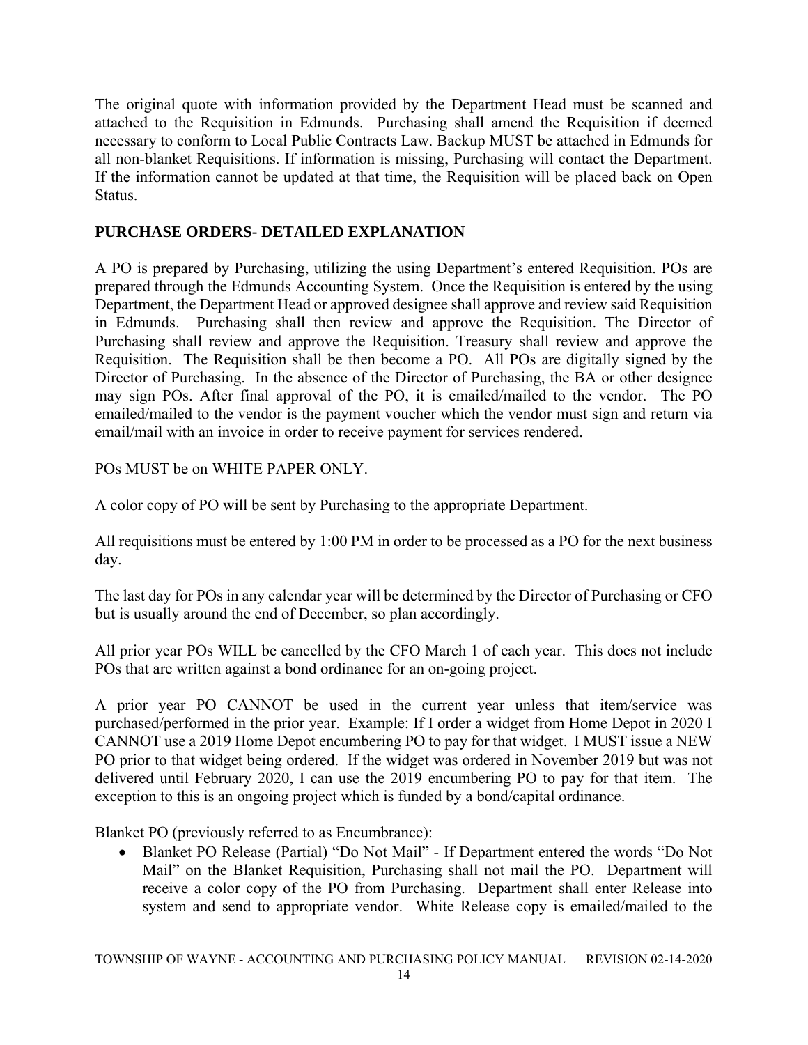The original quote with information provided by the Department Head must be scanned and attached to the Requisition in Edmunds. Purchasing shall amend the Requisition if deemed necessary to conform to Local Public Contracts Law. Backup MUST be attached in Edmunds for all non-blanket Requisitions. If information is missing, Purchasing will contact the Department. If the information cannot be updated at that time, the Requisition will be placed back on Open Status.

## PURCHASE ORDERS- DETAILED EXPLANATION

A PO is prepared by Purchasing, utilizing the using Department's entered Requisition. POs are prepared through the Edmunds Accounting System. Once the Requisition is entered by the using Department, the Department Head or approved designee shall approve and review said Requisition in Edmunds. Purchasing shall then review and approve the Requisition. The Director of Purchasing shall review and approve the Requisition. Treasury shall review and approve the Requisition. The Requisition shall be then become a PO. All POs are digitally signed by the Director of Purchasing. In the absence of the Director of Purchasing, the BA or other designee may sign POs. After final approval of the PO, it is emailed/mailed to the vendor. The PO emailed/mailed to the vendor is the payment voucher which the vendor must sign and return via email/mail with an invoice in order to receive payment for services rendered.

POs MUST be on WHITE PAPER ONLY.

A color copy of PO will be sent by Purchasing to the appropriate Department.

All requisitions must be entered by 1:00 PM in order to be processed as a PO for the next business day.

The last day for POs in any calendar year will be determined by the Director of Purchasing or CFO but is usually around the end of December, so plan accordingly.

All prior year POs WILL be cancelled by the CFO March 1 of each year. This does not include POs that are written against a bond ordinance for an on-going project.

A prior year PO CANNOT be used in the current year unless that item/service was purchased/performed in the prior year. Example: If I order a widget from Home Depot in 2020 I CANNOT use a 2019 Home Depot encumbering PO to pay for that widget. I MUST issue a NEW PO prior to that widget being ordered. If the widget was ordered in November 2019 but was not delivered until February 2020, I can use the 2019 encumbering PO to pay for that item. The exception to this is an ongoing project which is funded by a bond/capital ordinance.

Blanket PO (previously referred to as Encumbrance):

- Blanket PO Release (Partial) "Do Not Mail" - If Department entered the words "Do Not Mail" on the Blanket Requisition, Purchasing shall not mail the PO. Department will receive a color copy of the PO from Purchasing. Department shall enter Release into system and send to appropriate vendor. White Release copy is emailed/mailed to the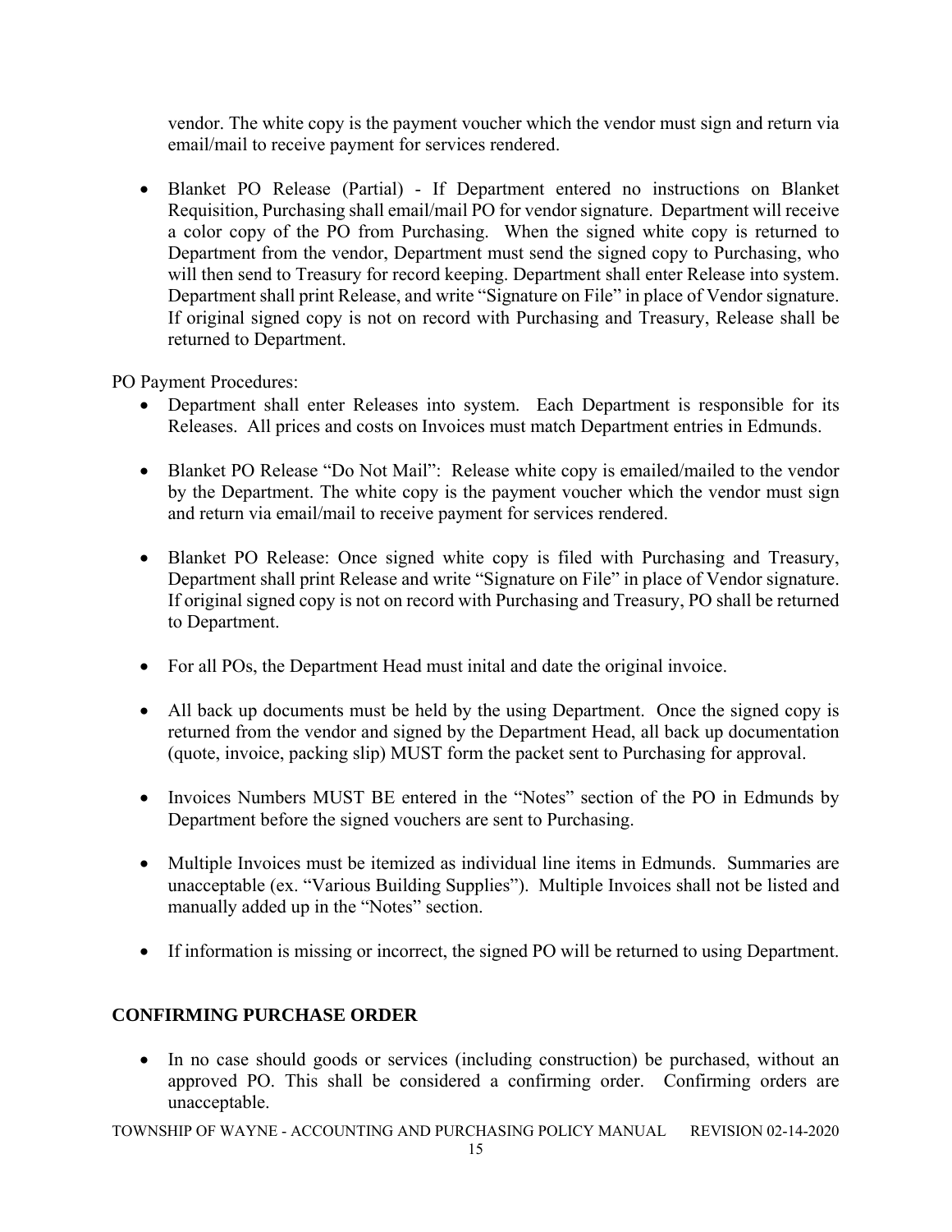vendor. The white copy is the payment voucher which the vendor must sign and return via email/mail to receive payment for services rendered.

- Blanket PO Release (Partial) - If Department entered no instructions on Blanket Requisition, Purchasing shall email/mail PO for vendor signature. Department will receive a color copy of the PO from Purchasing. When the signed white copy is returned to Department from the vendor, Department must send the signed copy to Purchasing, who will then send to Treasury for record keeping. Department shall enter Release into system. Department shall print Release, and write "Signature on File" in place of Vendor signature. If original signed copy is not on record with Purchasing and Treasury, Release shall be returned to Department.

PO Payment Procedures:

- Department shall enter Releases into system. Each Department is responsible for its Releases. All prices and costs on Invoices must match Department entries in Edmunds.

- Blanket PO Release "Do Not Mail": Release white copy is emailed/mailed to the vendor by the Department. The white copy is the payment voucher which the vendor must sign and return via email/mail to receive payment for services rendered.

- Blanket PO Release: Once signed white copy is filed with Purchasing and Treasury, Department shall print Release and write "Signature on File" in place of Vendor signature. If original signed copy is not on record with Purchasing and Treasury, PO shall be returned to Department.

- For all POs, the Department Head must inital and date the original invoice.

- All back up documents must be held by the using Department. Once the signed copy is returned from the vendor and signed by the Department Head, all back up documentation (quote, invoice, packing slip) MUST form the packet sent to Purchasing for approval.

- Invoices Numbers MUST BE entered in the "Notes" section of the PO in Edmunds by Department before the signed vouchers are sent to Purchasing.

- Multiple Invoices must be itemized as individual line items in Edmunds. Summaries are unacceptable (ex. "Various Building Supplies"). Multiple Invoices shall not be listed and manually added up in the "Notes" section.

- If information is missing or incorrect, the signed PO will be returned to using Department.

## CONFIRMING PURCHASE ORDER

- In no case should goods or services (including construction) be purchased, without an approved PO. This shall be considered a confirming order. Confirming orders are unacceptable.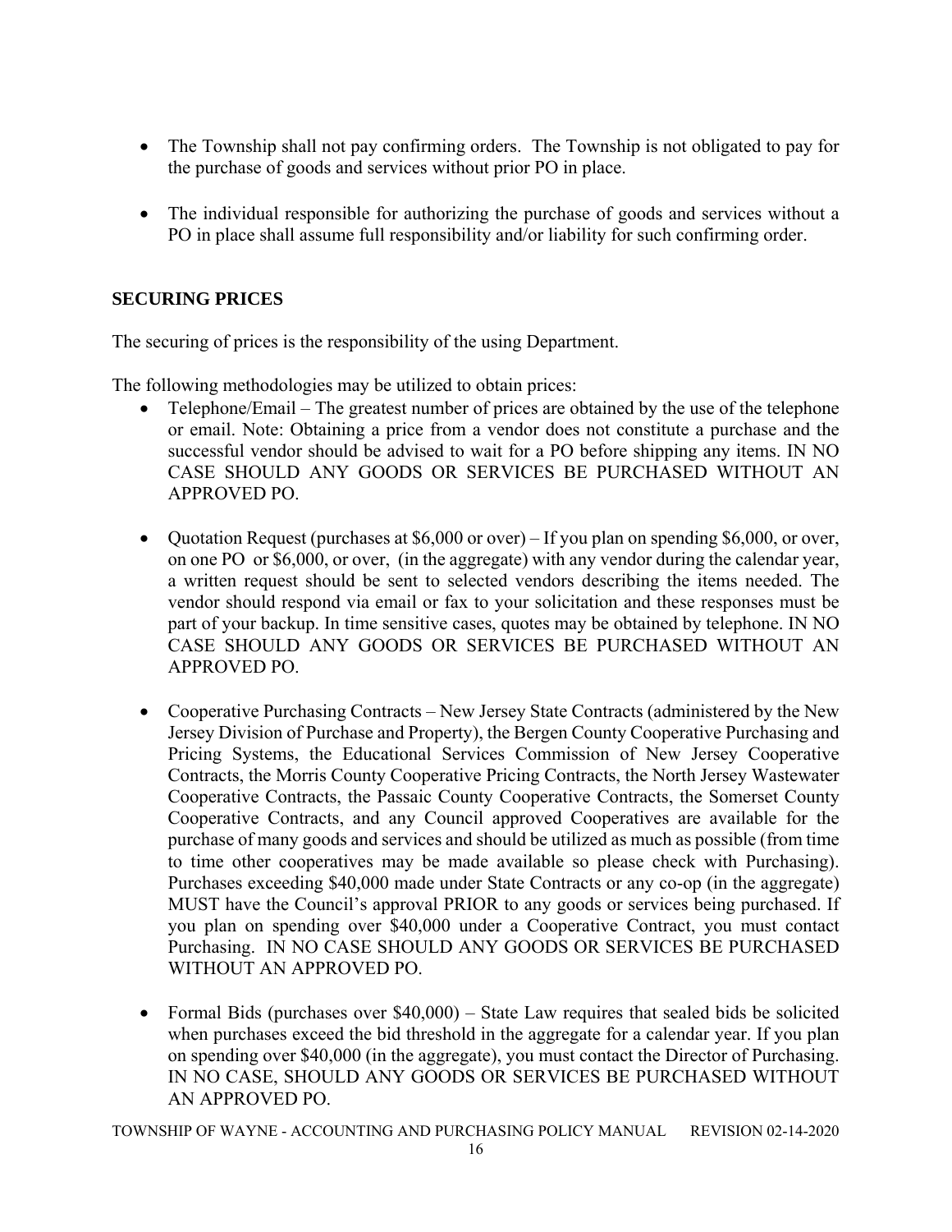- The Township shall not pay confirming orders. The Township is not obligated to pay for the purchase of goods and services without prior PO in place.

- The individual responsible for authorizing the purchase of goods and services without a PO in place shall assume full responsibility and/or liability for such confirming order.

## SECURING PRICES

The securing of prices is the responsibility of the using Department.

The following methodologies may be utilized to obtain prices:

- Telephone/Email – The greatest number of prices are obtained by the use of the telephone or email. Note: Obtaining a price from a vendor does not constitute a purchase and the successful vendor should be advised to wait for a PO before shipping any items. IN NO CASE SHOULD ANY GOODS OR SERVICES BE PURCHASED WITHOUT AN APPROVED PO.

- Quotation Request (purchases at $6,000 or over) – If you plan on spending $6,000, or over, on one PO or $6,000, or over, (in the aggregate) with any vendor during the calendar year, a written request should be sent to selected vendors describing the items needed. The vendor should respond via email or fax to your solicitation and these responses must be part of your backup. In time sensitive cases, quotes may be obtained by telephone. IN NO CASE SHOULD ANY GOODS OR SERVICES BE PURCHASED WITHOUT AN APPROVED PO.

- Cooperative Purchasing Contracts – New Jersey State Contracts (administered by the New Jersey Division of Purchase and Property), the Bergen County Cooperative Purchasing and Pricing Systems, the Educational Services Commission of New Jersey Cooperative Contracts, the Morris County Cooperative Pricing Contracts, the North Jersey Wastewater Cooperative Contracts, the Passaic County Cooperative Contracts, the Somerset County Cooperative Contracts, and any Council approved Cooperatives are available for the purchase of many goods and services and should be utilized as much as possible (from time to time other cooperatives may be made available so please check with Purchasing). Purchases exceeding $40,000 made under State Contracts or any co-op (in the aggregate) MUST have the Council's approval PRIOR to any goods or services being purchased. If you plan on spending over $40,000 under a Cooperative Contract, you must contact Purchasing. IN NO CASE SHOULD ANY GOODS OR SERVICES BE PURCHASED WITHOUT AN APPROVED PO.

- Formal Bids (purchases over $40,000) – State Law requires that sealed bids be solicited when purchases exceed the bid threshold in the aggregate for a calendar year. If you plan on spending over $40,000 (in the aggregate), you must contact the Director of Purchasing. IN NO CASE, SHOULD ANY GOODS OR SERVICES BE PURCHASED WITHOUT AN APPROVED PO.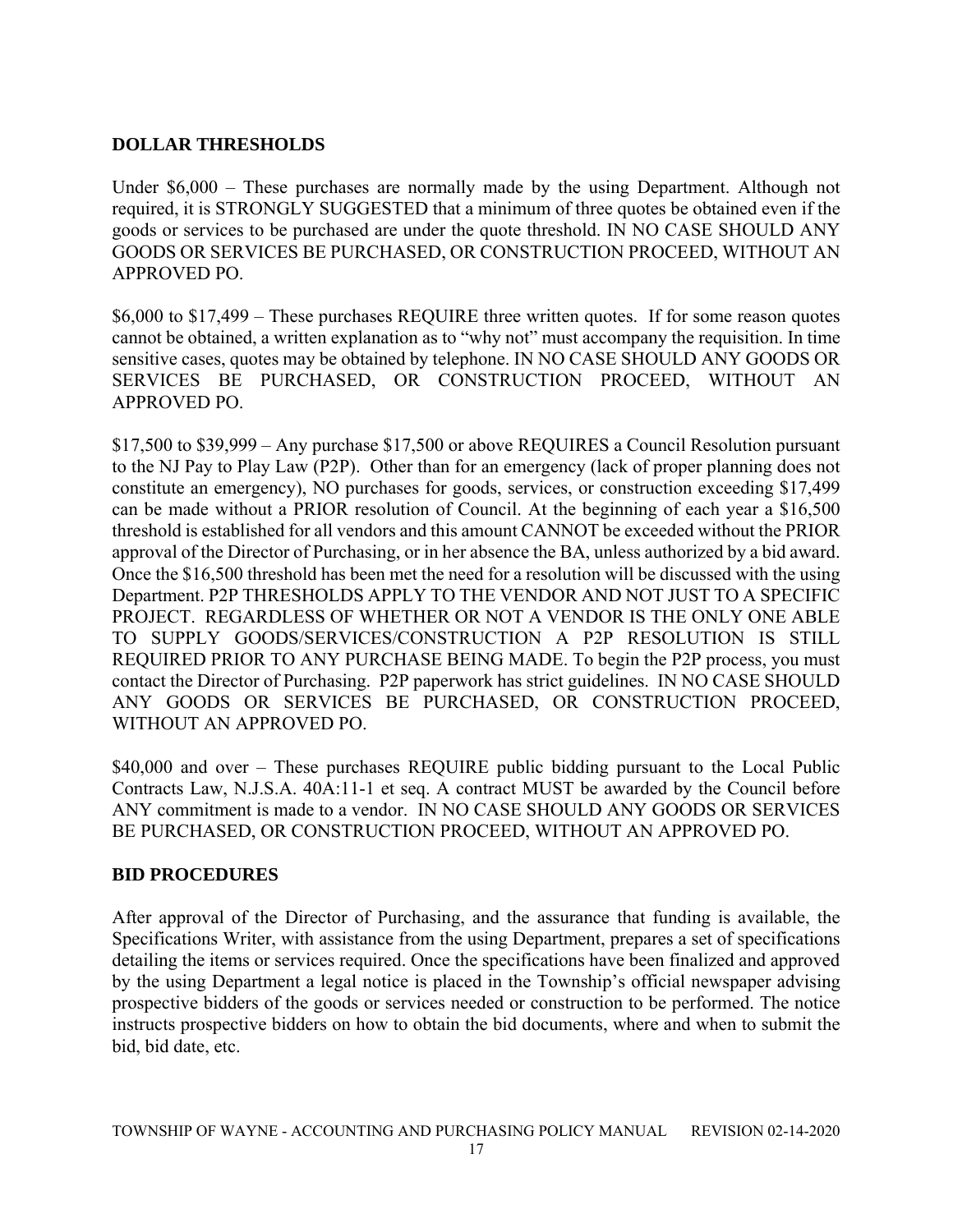## DOLLAR THRESHOLDS

Under $6,000 – These purchases are normally made by the using Department. Although not required, it is STRONGLY SUGGESTED that a minimum of three quotes be obtained even if the goods or services to be purchased are under the quote threshold. IN NO CASE SHOULD ANY GOODS OR SERVICES BE PURCHASED, OR CONSTRUCTION PROCEED, WITHOUT AN APPROVED PO.

$6,000 to $17,499 – These purchases REQUIRE three written quotes. If for some reason quotes cannot be obtained, a written explanation as to "why not" must accompany the requisition. In time sensitive cases, quotes may be obtained by telephone. IN NO CASE SHOULD ANY GOODS OR SERVICES BE PURCHASED, OR CONSTRUCTION PROCEED, WITHOUT AN APPROVED PO.

$17,500 to $39,999 – Any purchase $17,500 or above REQUIRES a Council Resolution pursuant to the NJ Pay to Play Law (P2P). Other than for an emergency (lack of proper planning does not constitute an emergency), NO purchases for goods, services, or construction exceeding $17,499 can be made without a PRIOR resolution of Council. At the beginning of each year a $16,500 threshold is established for all vendors and this amount CANNOT be exceeded without the PRIOR approval of the Director of Purchasing, or in her absence the BA, unless authorized by a bid award. Once the $16,500 threshold has been met the need for a resolution will be discussed with the using Department. P2P THRESHOLDS APPLY TO THE VENDOR AND NOT JUST TO A SPECIFIC PROJECT. REGARDLESS OF WHETHER OR NOT A VENDOR IS THE ONLY ONE ABLE TO SUPPLY GOODS/SERVICES/CONSTRUCTION A P2P RESOLUTION IS STILL REQUIRED PRIOR TO ANY PURCHASE BEING MADE. To begin the P2P process, you must contact the Director of Purchasing. P2P paperwork has strict guidelines. IN NO CASE SHOULD ANY GOODS OR SERVICES BE PURCHASED, OR CONSTRUCTION PROCEED, WITHOUT AN APPROVED PO.

$40,000 and over – These purchases REQUIRE public bidding pursuant to the Local Public Contracts Law, N.J.S.A. 40A:11-1 et seq. A contract MUST be awarded by the Council before ANY commitment is made to a vendor. IN NO CASE SHOULD ANY GOODS OR SERVICES BE PURCHASED, OR CONSTRUCTION PROCEED, WITHOUT AN APPROVED PO.

## BID PROCEDURES

After approval of the Director of Purchasing, and the assurance that funding is available, the Specifications Writer, with assistance from the using Department, prepares a set of specifications detailing the items or services required. Once the specifications have been finalized and approved by the using Department a legal notice is placed in the Township's official newspaper advising prospective bidders of the goods or services needed or construction to be performed. The notice instructs prospective bidders on how to obtain the bid documents, where and when to submit the bid, bid date, etc.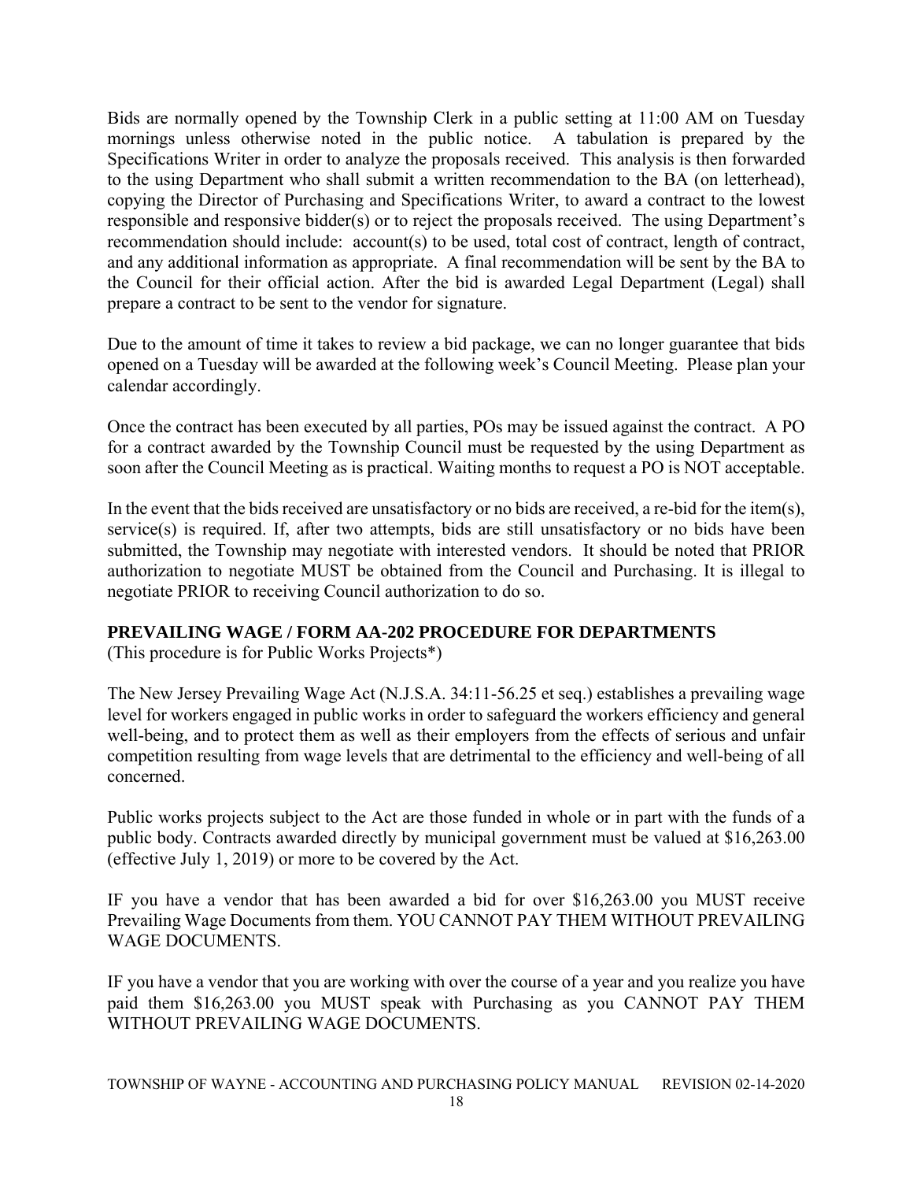Bids are normally opened by the Township Clerk in a public setting at 11:00 AM on Tuesday mornings unless otherwise noted in the public notice. A tabulation is prepared by the Specifications Writer in order to analyze the proposals received. This analysis is then forwarded to the using Department who shall submit a written recommendation to the BA (on letterhead), copying the Director of Purchasing and Specifications Writer, to award a contract to the lowest responsible and responsive bidder(s) or to reject the proposals received. The using Department's recommendation should include: account(s) to be used, total cost of contract, length of contract, and any additional information as appropriate. A final recommendation will be sent by the BA to the Council for their official action. After the bid is awarded Legal Department (Legal) shall prepare a contract to be sent to the vendor for signature.

Due to the amount of time it takes to review a bid package, we can no longer guarantee that bids opened on a Tuesday will be awarded at the following week's Council Meeting. Please plan your calendar accordingly.

Once the contract has been executed by all parties, POs may be issued against the contract. A PO for a contract awarded by the Township Council must be requested by the using Department as soon after the Council Meeting as is practical. Waiting months to request a PO is NOT acceptable.

In the event that the bids received are unsatisfactory or no bids are received, a re-bid for the item(s), service(s) is required. If, after two attempts, bids are still unsatisfactory or no bids have been submitted, the Township may negotiate with interested vendors. It should be noted that PRIOR authorization to negotiate MUST be obtained from the Council and Purchasing. It is illegal to negotiate PRIOR to receiving Council authorization to do so.

**PREVAILING WAGE / FORM AA-202 PROCEDURE FOR DEPARTMENTS**

(This procedure is for Public Works Projects*)

The New Jersey Prevailing Wage Act (N.J.S.A. 34:11-56.25 et seq.) establishes a prevailing wage level for workers engaged in public works in order to safeguard the workers efficiency and general well-being, and to protect them as well as their employers from the effects of serious and unfair competition resulting from wage levels that are detrimental to the efficiency and well-being of all concerned.

Public works projects subject to the Act are those funded in whole or in part with the funds of a public body. Contracts awarded directly by municipal government must be valued at $16,263.00 (effective July 1, 2019) or more to be covered by the Act.

IF you have a vendor that has been awarded a bid for over $16,263.00 you MUST receive Prevailing Wage Documents from them. YOU CANNOT PAY THEM WITHOUT PREVAILING WAGE DOCUMENTS.

IF you have a vendor that you are working with over the course of a year and you realize you have paid them $16,263.00 you MUST speak with Purchasing as you CANNOT PAY THEM WITHOUT PREVAILING WAGE DOCUMENTS.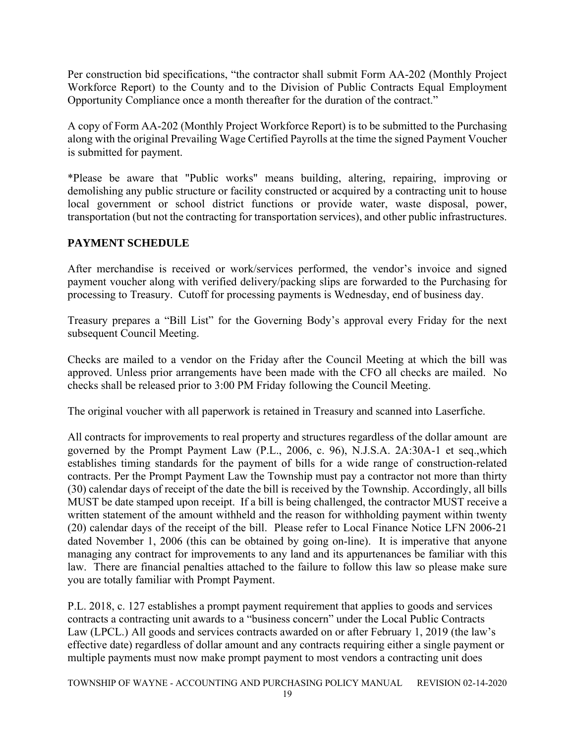Per construction bid specifications, "the contractor shall submit Form AA-202 (Monthly Project Workforce Report) to the County and to the Division of Public Contracts Equal Employment Opportunity Compliance once a month thereafter for the duration of the contract."

A copy of Form AA-202 (Monthly Project Workforce Report) is to be submitted to the Purchasing along with the original Prevailing Wage Certified Payrolls at the time the signed Payment Voucher is submitted for payment.

*Please be aware that "Public works" means building, altering, repairing, improving or demolishing any public structure or facility constructed or acquired by a contracting unit to house local government or school district functions or provide water, waste disposal, power, transportation (but not the contracting for transportation services), and other public infrastructures.

## PAYMENT SCHEDULE

After merchandise is received or work/services performed, the vendor's invoice and signed payment voucher along with verified delivery/packing slips are forwarded to the Purchasing for processing to Treasury. Cutoff for processing payments is Wednesday, end of business day.

Treasury prepares a "Bill List" for the Governing Body's approval every Friday for the next subsequent Council Meeting.

Checks are mailed to a vendor on the Friday after the Council Meeting at which the bill was approved. Unless prior arrangements have been made with the CFO all checks are mailed. No checks shall be released prior to 3:00 PM Friday following the Council Meeting.

The original voucher with all paperwork is retained in Treasury and scanned into Laserfiche.

All contracts for improvements to real property and structures regardless of the dollar amount are governed by the Prompt Payment Law (P.L., 2006, c. 96), N.J.S.A. 2A:30A-1 et seq.,which establishes timing standards for the payment of bills for a wide range of construction-related contracts. Per the Prompt Payment Law the Township must pay a contractor not more than thirty (30) calendar days of receipt of the date the bill is received by the Township. Accordingly, all bills MUST be date stamped upon receipt. If a bill is being challenged, the contractor MUST receive a written statement of the amount withheld and the reason for withholding payment within twenty (20) calendar days of the receipt of the bill. Please refer to Local Finance Notice LFN 2006-21 dated November 1, 2006 (this can be obtained by going on-line). It is imperative that anyone managing any contract for improvements to any land and its appurtenances be familiar with this law. There are financial penalties attached to the failure to follow this law so please make sure you are totally familiar with Prompt Payment.

P.L. 2018, c. 127 establishes a prompt payment requirement that applies to goods and services contracts a contracting unit awards to a "business concern" under the Local Public Contracts Law (LPCL.) All goods and services contracts awarded on or after February 1, 2019 (the law's effective date) regardless of dollar amount and any contracts requiring either a single payment or multiple payments must now make prompt payment to most vendors a contracting unit does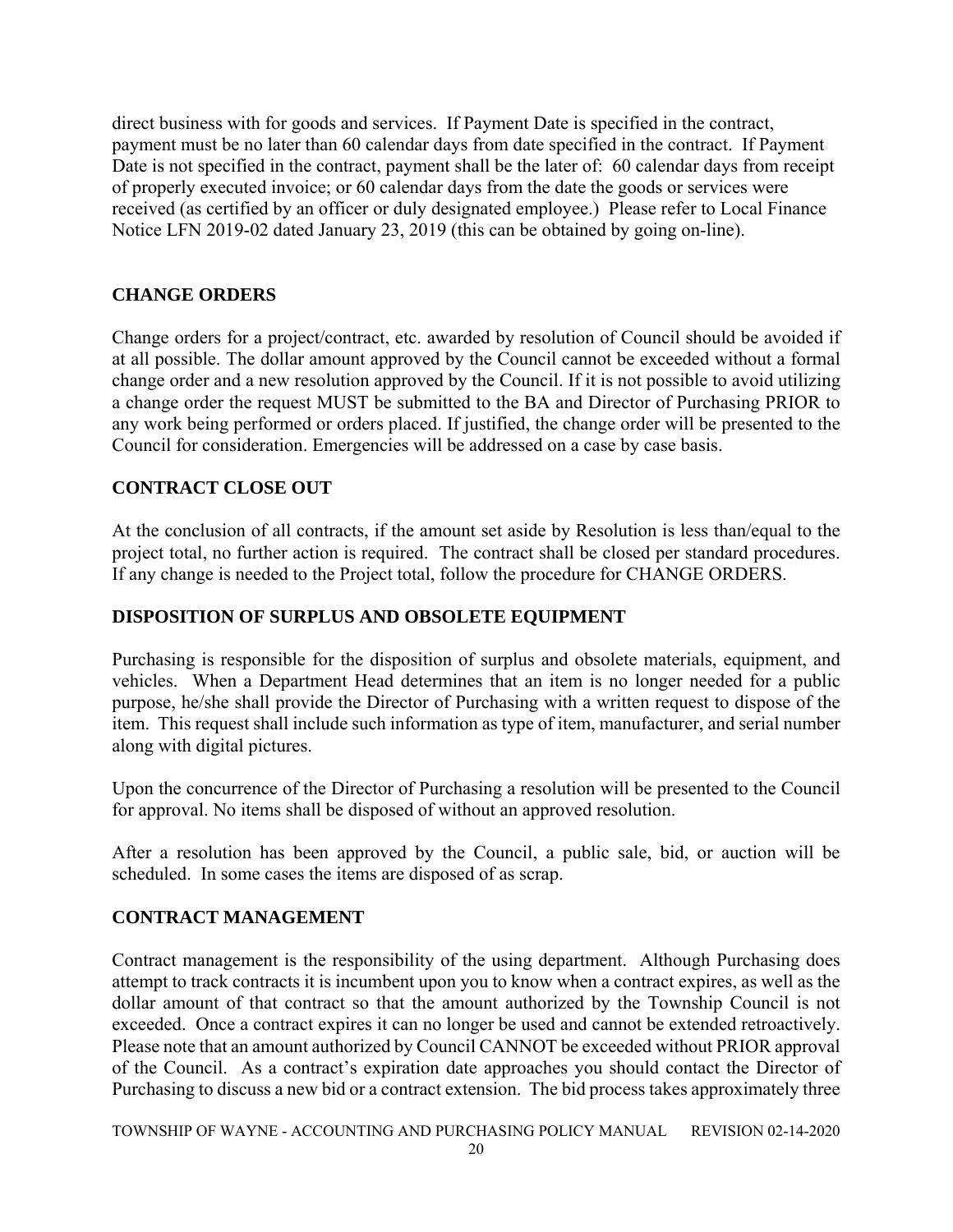direct business with for goods and services. If Payment Date is specified in the contract, payment must be no later than 60 calendar days from date specified in the contract. If Payment Date is not specified in the contract, payment shall be the later of: 60 calendar days from receipt of properly executed invoice; or 60 calendar days from the date the goods or services were received (as certified by an officer or duly designated employee.) Please refer to Local Finance Notice LFN 2019-02 dated January 23, 2019 (this can be obtained by going on-line).

## CHANGE ORDERS

Change orders for a project/contract, etc. awarded by resolution of Council should be avoided if at all possible. The dollar amount approved by the Council cannot be exceeded without a formal change order and a new resolution approved by the Council. If it is not possible to avoid utilizing a change order the request MUST be submitted to the BA and Director of Purchasing PRIOR to any work being performed or orders placed. If justified, the change order will be presented to the Council for consideration. Emergencies will be addressed on a case by case basis.

## CONTRACT CLOSE OUT

At the conclusion of all contracts, if the amount set aside by Resolution is less than/equal to the project total, no further action is required. The contract shall be closed per standard procedures. If any change is needed to the Project total, follow the procedure for CHANGE ORDERS.

## DISPOSITION OF SURPLUS AND OBSOLETE EQUIPMENT

Purchasing is responsible for the disposition of surplus and obsolete materials, equipment, and vehicles. When a Department Head determines that an item is no longer needed for a public purpose, he/she shall provide the Director of Purchasing with a written request to dispose of the item. This request shall include such information as type of item, manufacturer, and serial number along with digital pictures.

Upon the concurrence of the Director of Purchasing a resolution will be presented to the Council for approval. No items shall be disposed of without an approved resolution.

After a resolution has been approved by the Council, a public sale, bid, or auction will be scheduled. In some cases the items are disposed of as scrap.

## CONTRACT MANAGEMENT

Contract management is the responsibility of the using department. Although Purchasing does attempt to track contracts it is incumbent upon you to know when a contract expires, as well as the dollar amount of that contract so that the amount authorized by the Township Council is not exceeded. Once a contract expires it can no longer be used and cannot be extended retroactively. Please note that an amount authorized by Council CANNOT be exceeded without PRIOR approval of the Council. As a contract's expiration date approaches you should contact the Director of Purchasing to discuss a new bid or a contract extension. The bid process takes approximately three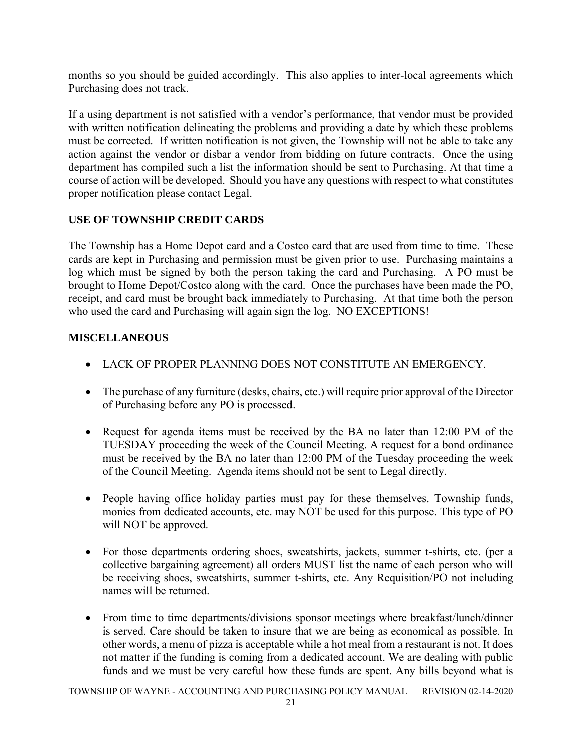months so you should be guided accordingly. This also applies to inter-local agreements which Purchasing does not track.

If a using department is not satisfied with a vendor's performance, that vendor must be provided with written notification delineating the problems and providing a date by which these problems must be corrected. If written notification is not given, the Township will not be able to take any action against the vendor or disbar a vendor from bidding on future contracts. Once the using department has compiled such a list the information should be sent to Purchasing. At that time a course of action will be developed. Should you have any questions with respect to what constitutes proper notification please contact Legal.

## USE OF TOWNSHIP CREDIT CARDS

The Township has a Home Depot card and a Costco card that are used from time to time. These cards are kept in Purchasing and permission must be given prior to use. Purchasing maintains a log which must be signed by both the person taking the card and Purchasing. A PO must be brought to Home Depot/Costco along with the card. Once the purchases have been made the PO, receipt, and card must be brought back immediately to Purchasing. At that time both the person who used the card and Purchasing will again sign the log. NO EXCEPTIONS!

## MISCELLANEOUS

- LACK OF PROPER PLANNING DOES NOT CONSTITUTE AN EMERGENCY.

- The purchase of any furniture (desks, chairs, etc.) will require prior approval of the Director of Purchasing before any PO is processed.

- Request for agenda items must be received by the BA no later than 12:00 PM of the TUESDAY proceeding the week of the Council Meeting. A request for a bond ordinance must be received by the BA no later than 12:00 PM of the Tuesday proceeding the week of the Council Meeting. Agenda items should not be sent to Legal directly.

- People having office holiday parties must pay for these themselves. Township funds, monies from dedicated accounts, etc. may NOT be used for this purpose. This type of PO will NOT be approved.

- For those departments ordering shoes, sweatshirts, jackets, summer t-shirts, etc. (per a collective bargaining agreement) all orders MUST list the name of each person who will be receiving shoes, sweatshirts, summer t-shirts, etc. Any Requisition/PO not including names will be returned.

- From time to time departments/divisions sponsor meetings where breakfast/lunch/dinner is served. Care should be taken to insure that we are being as economical as possible. In other words, a menu of pizza is acceptable while a hot meal from a restaurant is not. It does not matter if the funding is coming from a dedicated account. We are dealing with public funds and we must be very careful how these funds are spent. Any bills beyond what is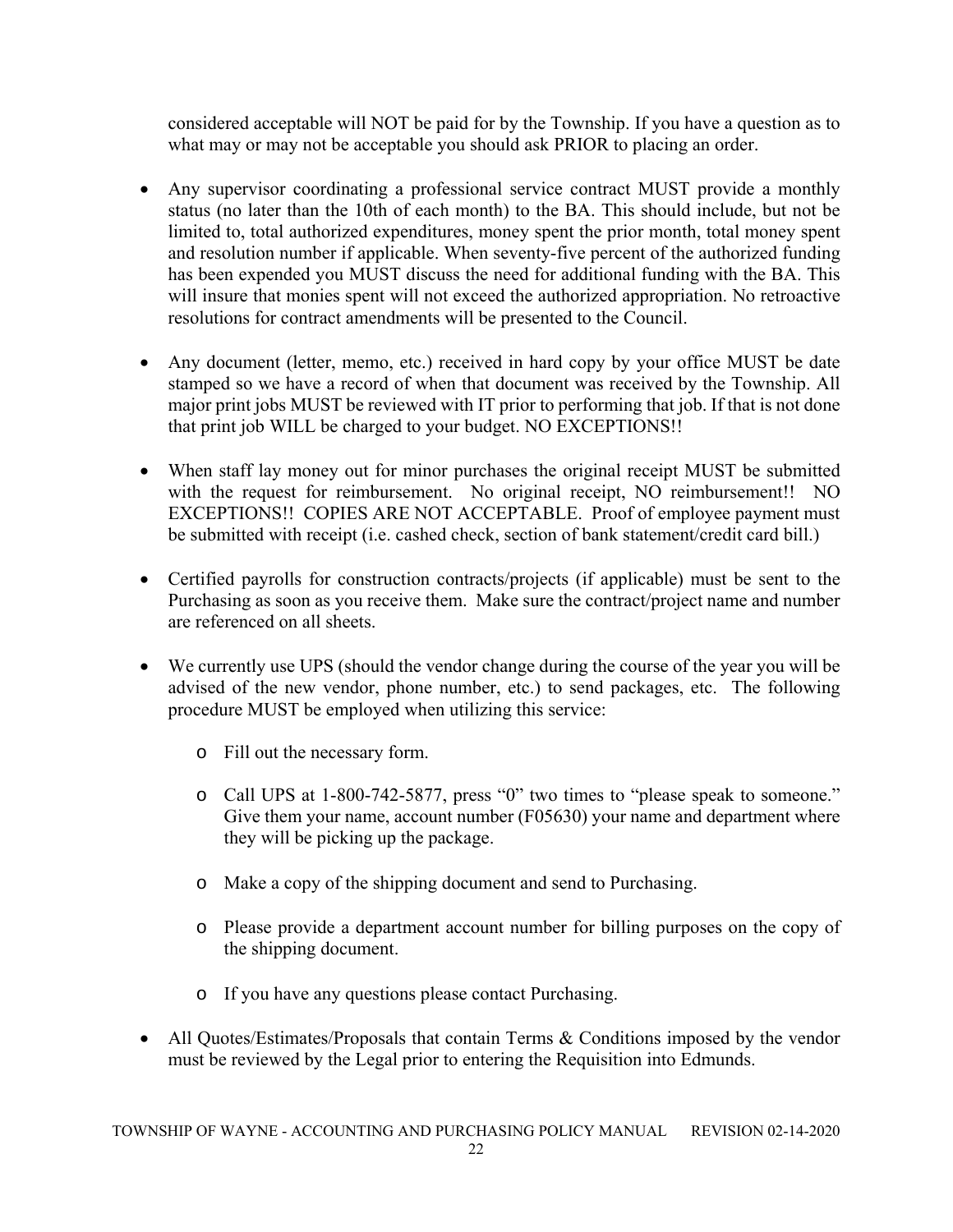considered acceptable will NOT be paid for by the Township. If you have a question as to what may or may not be acceptable you should ask PRIOR to placing an order.

- Any supervisor coordinating a professional service contract MUST provide a monthly status (no later than the 10th of each month) to the BA. This should include, but not be limited to, total authorized expenditures, money spent the prior month, total money spent and resolution number if applicable. When seventy-five percent of the authorized funding has been expended you MUST discuss the need for additional funding with the BA. This will insure that monies spent will not exceed the authorized appropriation. No retroactive resolutions for contract amendments will be presented to the Council.

- Any document (letter, memo, etc.) received in hard copy by your office MUST be date stamped so we have a record of when that document was received by the Township. All major print jobs MUST be reviewed with IT prior to performing that job. If that is not done that print job WILL be charged to your budget. NO EXCEPTIONS!!

- When staff lay money out for minor purchases the original receipt MUST be submitted with the request for reimbursement. No original receipt, NO reimbursement!! NO EXCEPTIONS!! COPIES ARE NOT ACCEPTABLE. Proof of employee payment must be submitted with receipt (i.e. cashed check, section of bank statement/credit card bill.)

- Certified payrolls for construction contracts/projects (if applicable) must be sent to the Purchasing as soon as you receive them. Make sure the contract/project name and number are referenced on all sheets.

- We currently use UPS (should the vendor change during the course of the year you will be advised of the new vendor, phone number, etc.) to send packages, etc. The following procedure MUST be employed when utilizing this service:

  - Fill out the necessary form.

  - Call UPS at 1-800-742-5877, press "0" two times to "please speak to someone." Give them your name, account number (F05630) your name and department where they will be picking up the package.

  - Make a copy of the shipping document and send to Purchasing.

  - Please provide a department account number for billing purposes on the copy of the shipping document.

  - If you have any questions please contact Purchasing.

- All Quotes/Estimates/Proposals that contain Terms & Conditions imposed by the vendor must be reviewed by the Legal prior to entering the Requisition into Edmunds.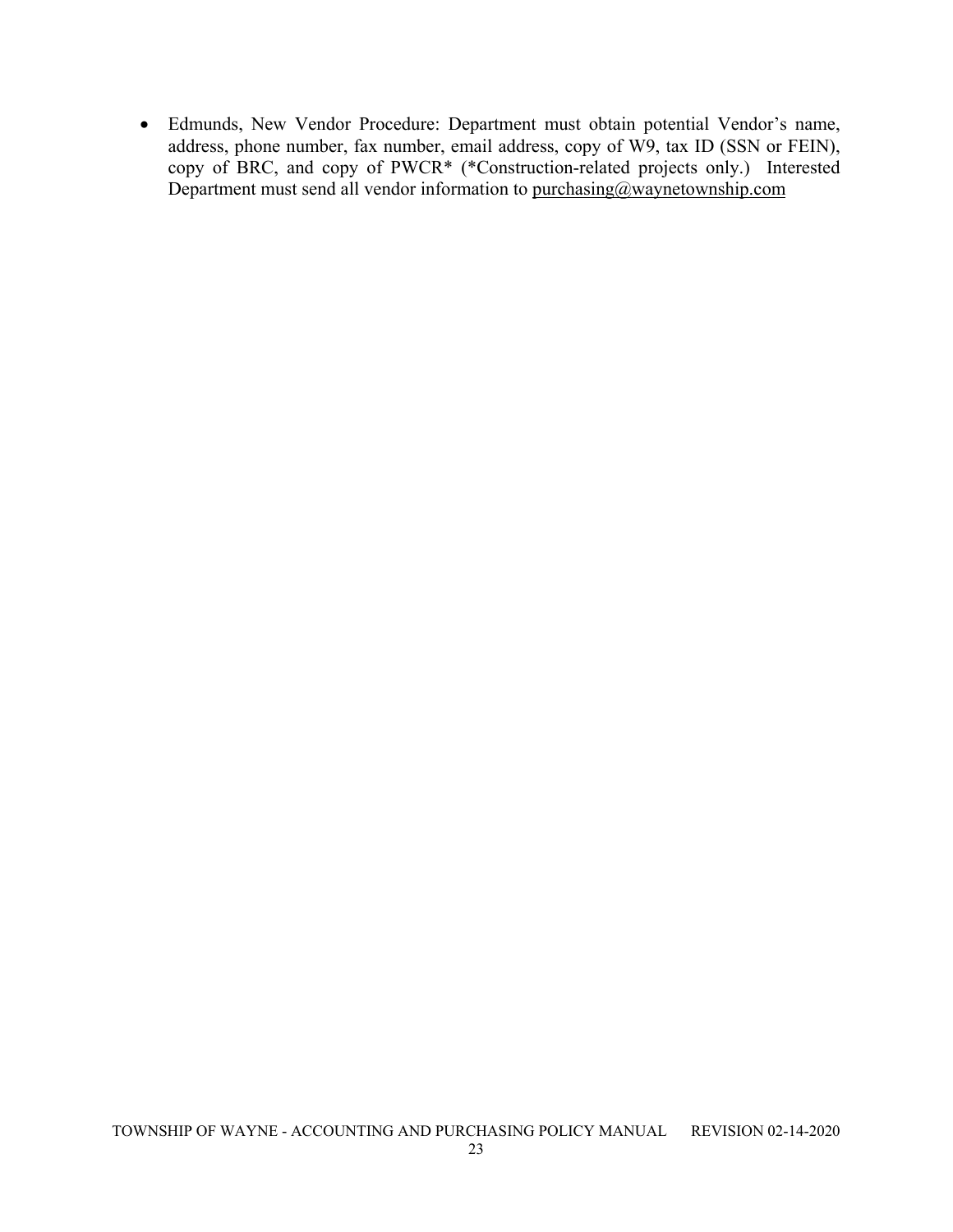- Edmunds, New Vendor Procedure: Department must obtain potential Vendor's name, address, phone number, fax number, email address, copy of W9, tax ID (SSN or FEIN), copy of BRC, and copy of PWCR* (*Construction-related projects only.) Interested Department must send all vendor information to purchasing@waynetownship.com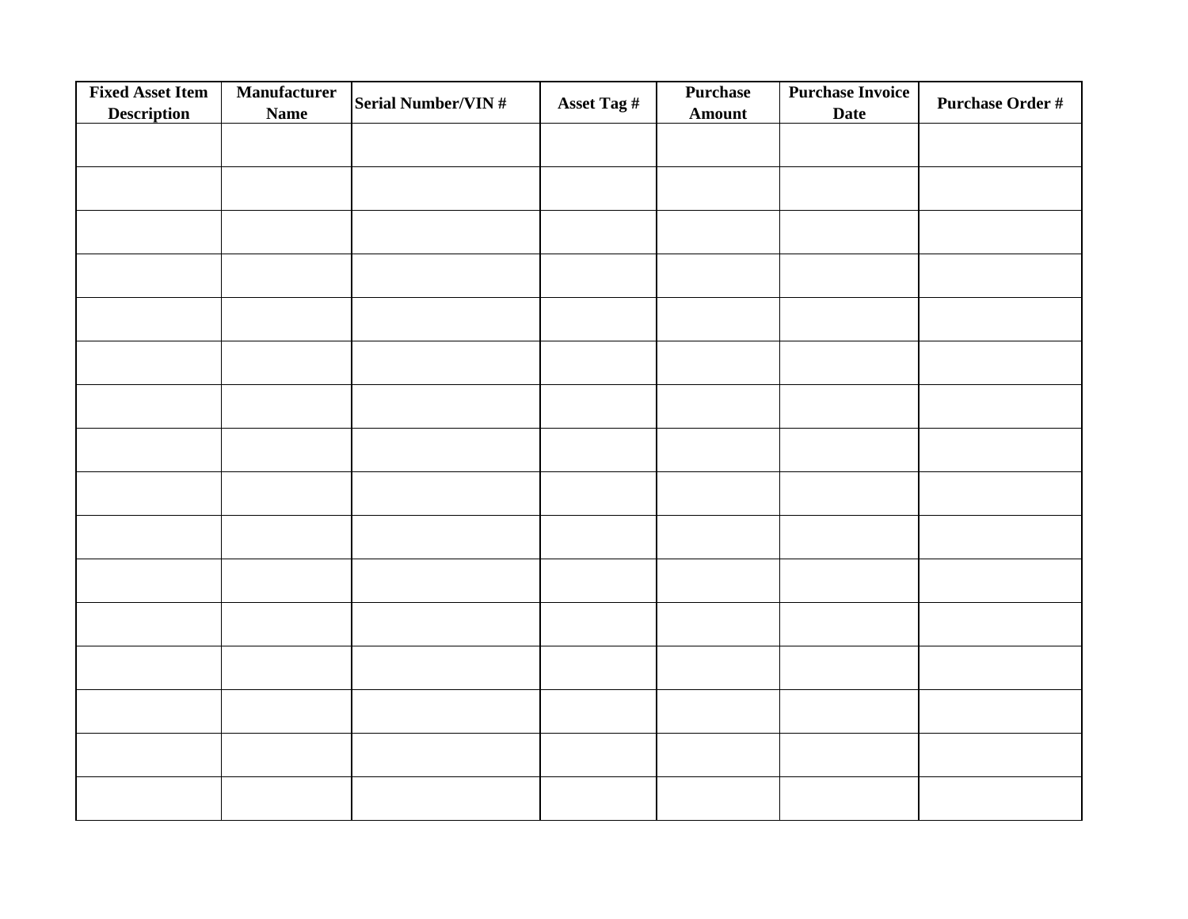| Fixed Asset Item Description | Manufacturer Name | Serial Number/VIN # | Asset Tag # | Purchase Amount | Purchase Invoice Date | Purchase Order # |
|---|---|---|---|---|---|---|
| | | | | | | |
| | | | | | | |
| | | | | | | |
| | | | | | | |
| | | | | | | |
| | | | | | | |
| | | | | | | |
| | | | | | | |
| | | | | | | |
| | | | | | | |
| | | | | | | |
| | | | | | | |
| | | | | | | |
| | | | | | | |
| | | | | | | |
| | | | | | | |